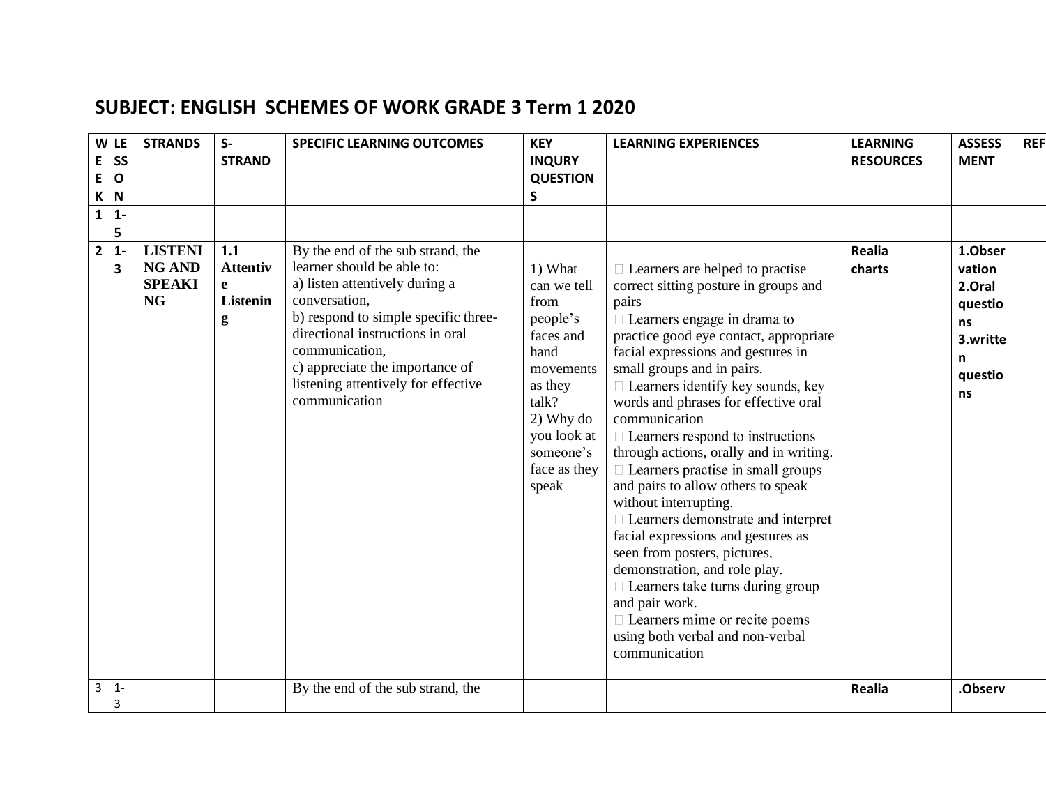## SUBJECT: ENGLISH SCHEMES OF WORK GRADE 3 Term 1 2020

| WEEK | LESSON | STRANDS | S-STRAND | SPECIFIC LEARNING OUTCOMES | KEY INQURY QUESTIONS | LEARNING EXPERIENCES | LEARNING RESOURCES | ASSESSMENT | REF |
|---|---|---|---|---|---|---|---|---|---|
| 1 | 1-5 | | | | | | | | |
| 2 | 1-3 | LISTENING AND SPEAKING | 1.1 Attentive Listening | By the end of the sub strand, the learner should be able to:<br>a) listen attentively during a conversation,<br>b) respond to simple specific three-directional instructions in oral communication,<br>c) appreciate the importance of listening attentively for effective communication | 1) What can we tell from people's faces and hand movements as they talk?<br>2) Why do you look at someone's face as they speak | • Learners are helped to practise correct sitting posture in groups and pairs<br>• Learners engage in drama to practice good eye contact, appropriate facial expressions and gestures in small groups and in pairs.<br>• Learners identify key sounds, key words and phrases for effective oral communication<br>• Learners respond to instructions through actions, orally and in writing.<br>• Learners practise in small groups and pairs to allow others to speak without interrupting.<br>• Learners demonstrate and interpret facial expressions and gestures as seen from posters, pictures, demonstration, and role play.<br>• Learners take turns during group and pair work.<br>• Learners mime or recite poems using both verbal and non-verbal communication | Realia charts | 1.Observation<br>2.Oral questions<br>3.written questions | |
| 3 | 1-3 | | | By the end of the sub strand, the | | | Realia | .Observ | |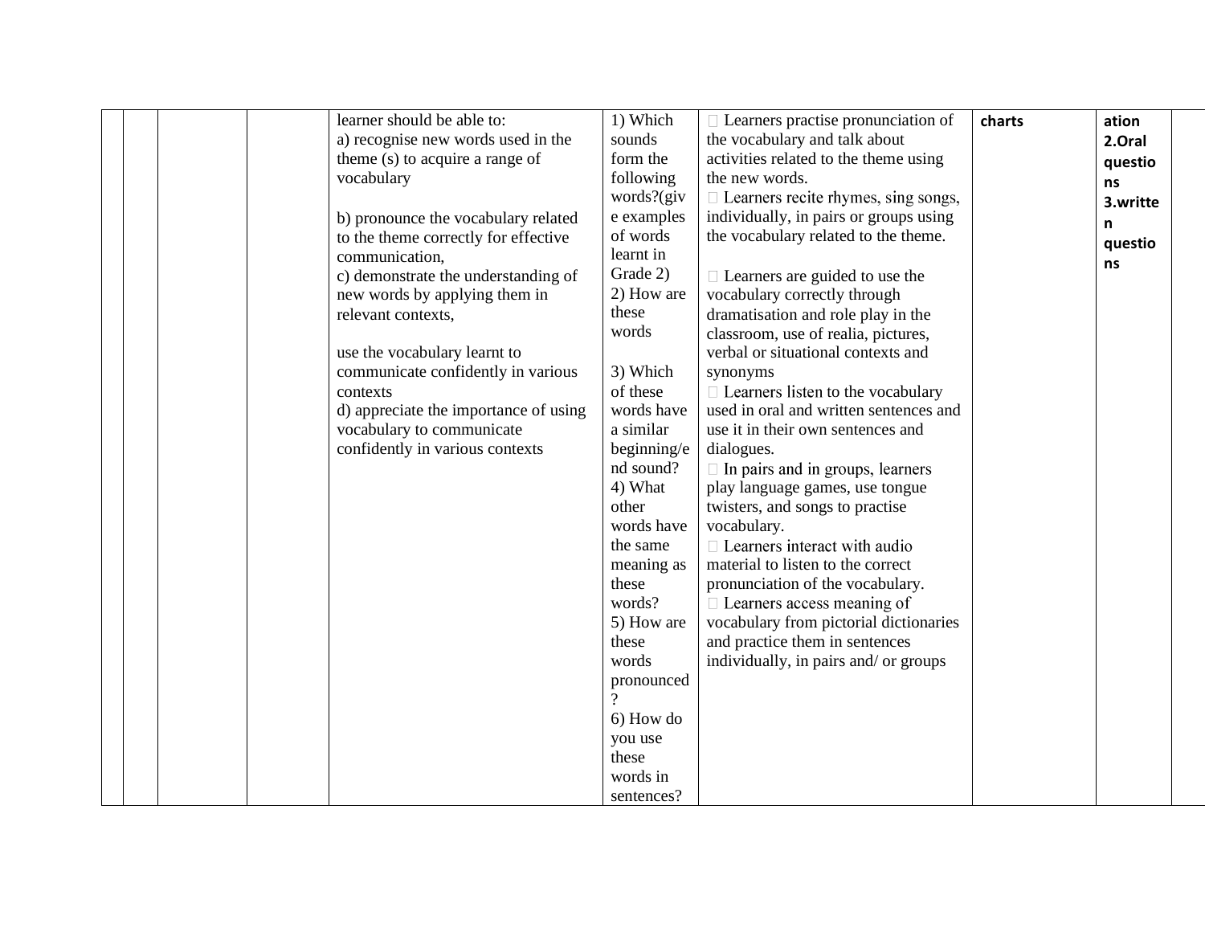|  |  |  |  | learner should be able to:<br>a) recognise new words used in the theme (s) to acquire a range of vocabulary<br><br>b) pronounce the vocabulary related to the theme correctly for effective communication,<br>c) demonstrate the understanding of new words by applying them in relevant contexts,<br><br>use the vocabulary learnt to communicate confidently in various contexts<br>d) appreciate the importance of using vocabulary to communicate confidently in various contexts | 1) Which sounds form the following words?(give examples of words learnt in Grade 2)<br>2) How are these words<br><br>3) Which of these words have a similar beginning/end sound?<br>4) What other words have the same meaning as these words?<br>5) How are these words pronounced?<br>6) How do you use these words in sentences? |  Learners practise pronunciation of the vocabulary and talk about activities related to the theme using the new words.<br> Learners recite rhymes, sing songs, individually, in pairs or groups using the vocabulary related to the theme.<br><br> Learners are guided to use the vocabulary correctly through dramatisation and role play in the classroom, use of realia, pictures, verbal or situational contexts and synonyms<br> Learners listen to the vocabulary used in oral and written sentences and use it in their own sentences and dialogues.<br> In pairs and in groups, learners play language games, use tongue twisters, and songs to practise vocabulary.<br> Learners interact with audio material to listen to the correct pronunciation of the vocabulary.<br> Learners access meaning of vocabulary from pictorial dictionaries and practice them in sentences individually, in pairs and/ or groups | **charts** | **ation**<br>**2.Oral questions**<br>**3.written questions** |  |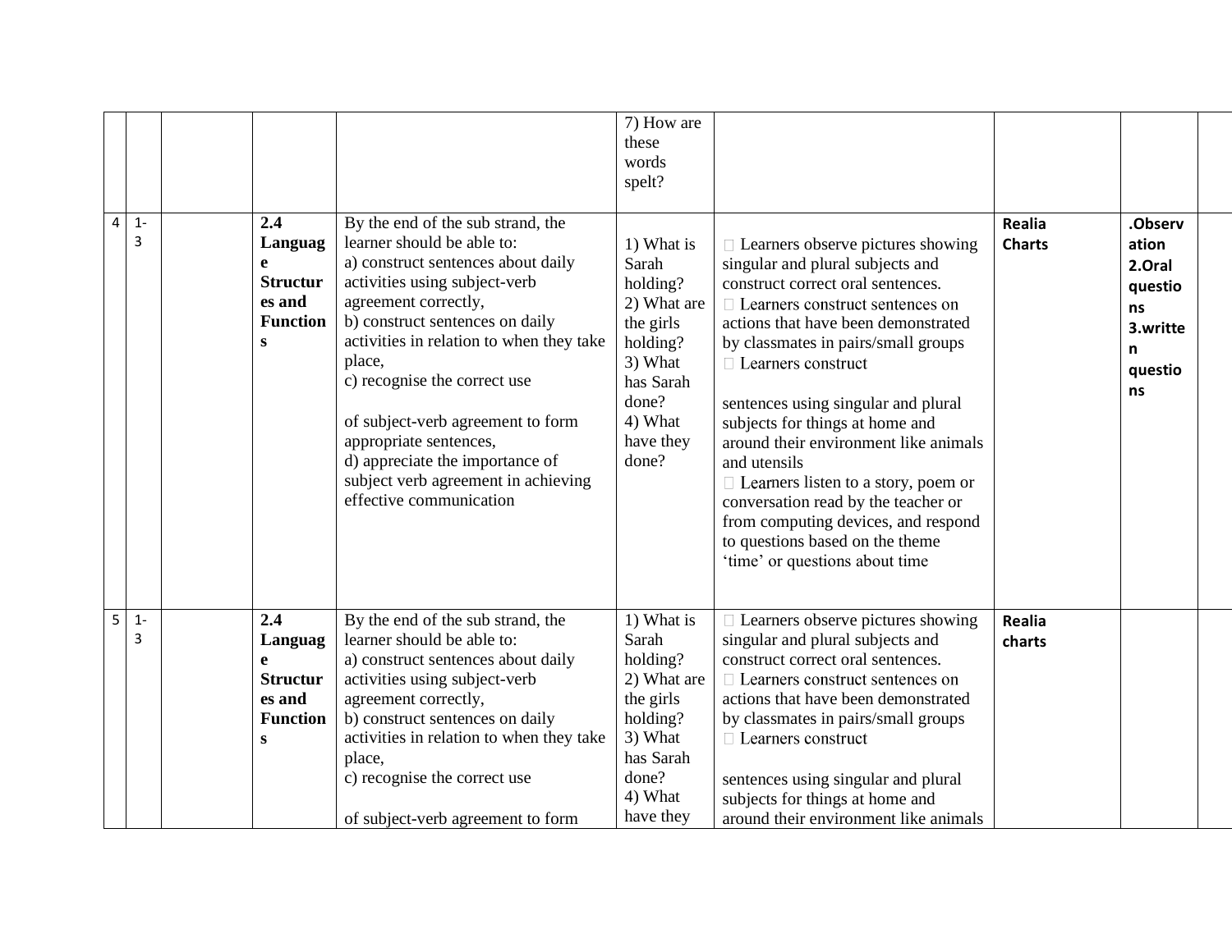| | | | | | | | | | |
|---|---|---|---|---|---|---|---|---|---|
| | | | | | 7) How are these words spelt? | | | | |
| 4 | 1-3 | | **2.4 Language Structures and Functions** | By the end of the sub strand, the learner should be able to:<br>a) construct sentences about daily activities using subject-verb agreement correctly,<br>b) construct sentences on daily activities in relation to when they take place,<br>c) recognise the correct use<br><br>of subject-verb agreement to form appropriate sentences,<br>d) appreciate the importance of subject verb agreement in achieving effective communication | 1) What is Sarah holding?<br>2) What are the girls holding?<br>3) What has Sarah done?<br>4) What have they done? | Learners observe pictures showing singular and plural subjects and construct correct oral sentences.<br>Learners construct sentences on actions that have been demonstrated by classmates in pairs/small groups<br>Learners construct<br><br>sentences using singular and plural subjects for things at home and around their environment like animals and utensils<br>Learners listen to a story, poem or conversation read by the teacher or from computing devices, and respond to questions based on the theme 'time' or questions about time | **Realia Charts** | **.Observation 2.Oral questions 3.written questions** | |
| 5 | 1-3 | | **2.4 Language Structures and Functions** | By the end of the sub strand, the learner should be able to:<br>a) construct sentences about daily activities using subject-verb agreement correctly,<br>b) construct sentences on daily activities in relation to when they take place,<br>c) recognise the correct use<br><br>of subject-verb agreement to form | 1) What is Sarah holding?<br>2) What are the girls holding?<br>3) What has Sarah done?<br>4) What have they | Learners observe pictures showing singular and plural subjects and construct correct oral sentences.<br>Learners construct sentences on actions that have been demonstrated by classmates in pairs/small groups<br>Learners construct<br><br>sentences using singular and plural subjects for things at home and around their environment like animals | **Realia charts** | | |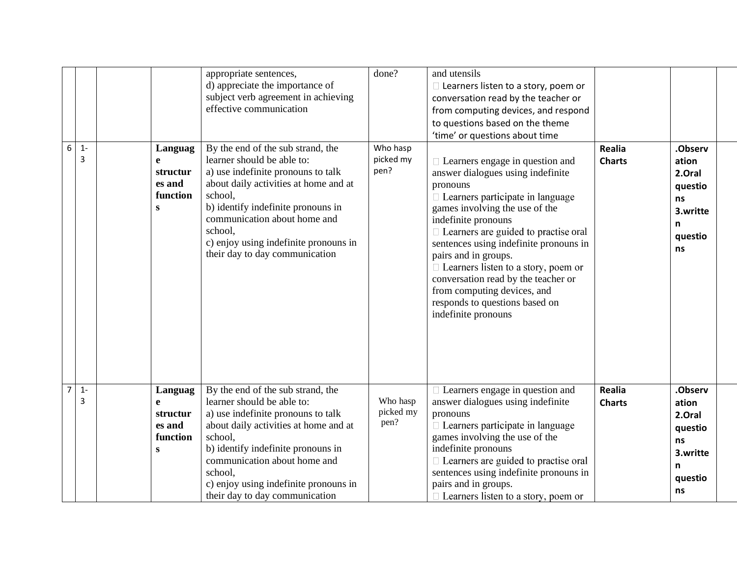|  |  |  |  | appropriate sentences,<br>d) appreciate the importance of subject verb agreement in achieving effective communication | done? | and utensils<br> Learners listen to a story, poem or conversation read by the teacher or from computing devices, and respond to questions based on the theme 'time' or questions about time |  |  |  |
|---|---|---|---|---|---|---|---|---|---|
| 6 | 1-3 |  | **Language structures and functions** | By the end of the sub strand, the learner should be able to:<br>a) use indefinite pronouns to talk about daily activities at home and at school,<br>b) identify indefinite pronouns in communication about home and school,<br>c) enjoy using indefinite pronouns in their day to day communication | Who hasp picked my pen? |  Learners engage in question and answer dialogues using indefinite pronouns<br> Learners participate in language games involving the use of the indefinite pronouns<br> Learners are guided to practise oral sentences using indefinite pronouns in pairs and in groups.<br> Learners listen to a story, poem or conversation read by the teacher or from computing devices, and responds to questions based on indefinite pronouns | **Realia Charts** | **.Observation 2.Oral questions 3.written questions** |  |
| 7 | 1-3 |  | **Language structures and functions** | By the end of the sub strand, the learner should be able to:<br>a) use indefinite pronouns to talk about daily activities at home and at school,<br>b) identify indefinite pronouns in communication about home and school,<br>c) enjoy using indefinite pronouns in their day to day communication | Who hasp picked my pen? |  Learners engage in question and answer dialogues using indefinite pronouns<br> Learners participate in language games involving the use of the indefinite pronouns<br> Learners are guided to practise oral sentences using indefinite pronouns in pairs and in groups.<br> Learners listen to a story, poem or | **Realia Charts** | **.Observation 2.Oral questions 3.written questions** |  |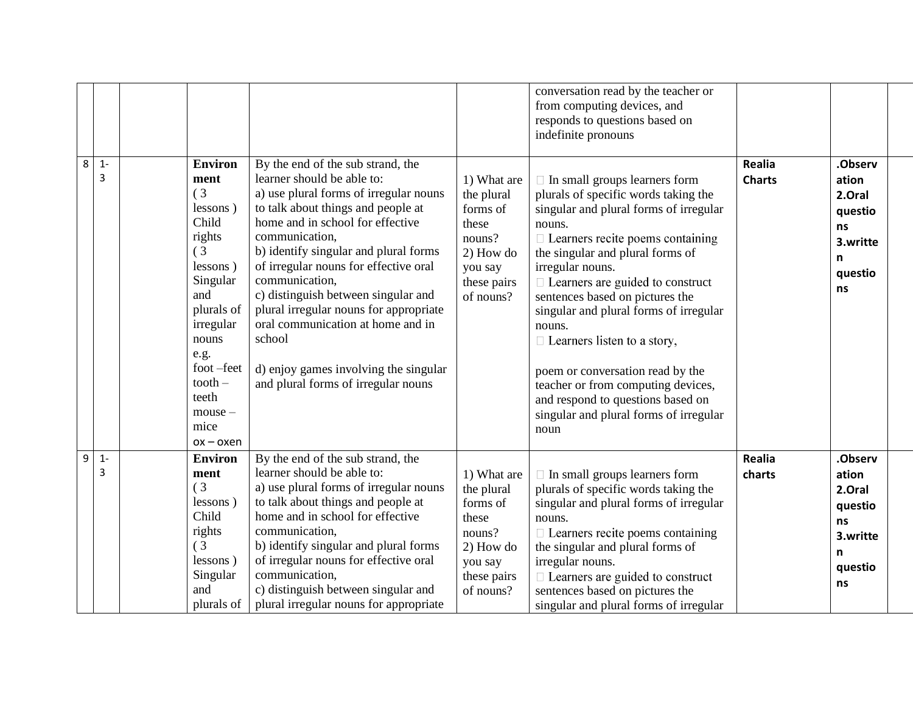| | | | | | | | | | |
|---|---|---|---|---|---|---|---|---|---|
| | | | | | | conversation read by the teacher or from computing devices, and responds to questions based on indefinite pronouns | | | |
| 8 | 1-3 | | **Environment** ( 3 lessons ) Child rights ( 3 lessons ) Singular and plurals of irregular nouns e.g. foot –feet tooth – teeth mouse – mice ox – oxen | By the end of the sub strand, the learner should be able to: a) use plural forms of irregular nouns to talk about things and people at home and in school for effective communication, b) identify singular and plural forms of irregular nouns for effective oral communication, c) distinguish between singular and plural irregular nouns for appropriate oral communication at home and in school  d) enjoy games involving the singular and plural forms of irregular nouns | 1) What are the plural forms of these nouns? 2) How do you say these pairs of nouns? | In small groups learners form plurals of specific words taking the singular and plural forms of irregular nouns. Learners recite poems containing the singular and plural forms of irregular nouns. Learners are guided to construct sentences based on pictures the singular and plural forms of irregular nouns. Learners listen to a story,  poem or conversation read by the teacher or from computing devices, and respond to questions based on singular and plural forms of irregular noun | **Realia Charts** | **.Observation 2.Oral questions 3.written questions** | |
| 9 | 1-3 | | **Environment** ( 3 lessons ) Child rights ( 3 lessons ) Singular and plurals of | By the end of the sub strand, the learner should be able to: a) use plural forms of irregular nouns to talk about things and people at home and in school for effective communication, b) identify singular and plural forms of irregular nouns for effective oral communication, c) distinguish between singular and plural irregular nouns for appropriate | 1) What are the plural forms of these nouns? 2) How do you say these pairs of nouns? | In small groups learners form plurals of specific words taking the singular and plural forms of irregular nouns. Learners recite poems containing the singular and plural forms of irregular nouns. Learners are guided to construct sentences based on pictures the singular and plural forms of irregular | **Realia charts** | **.Observation 2.Oral questions 3.written questions** | |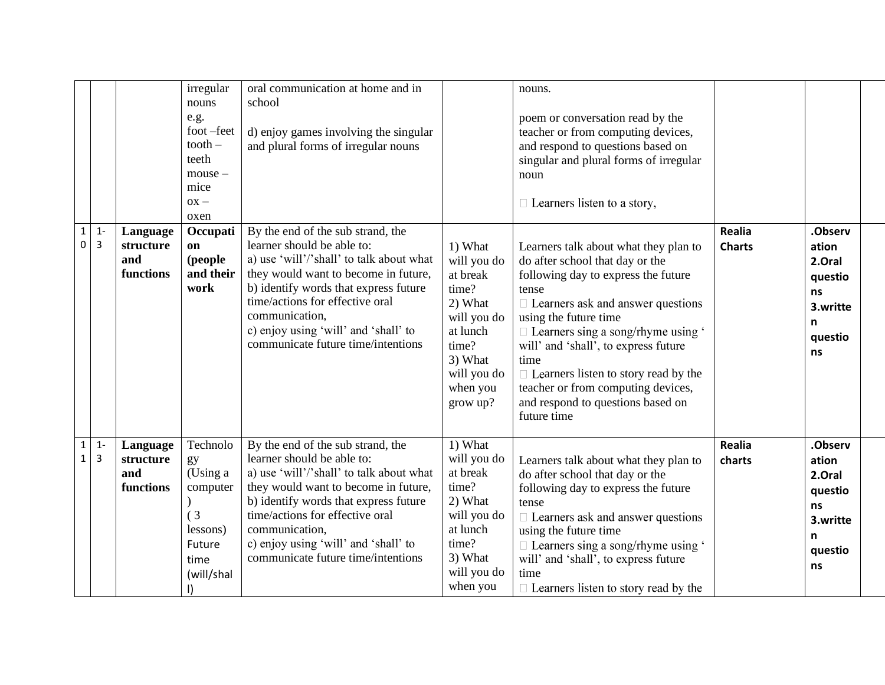| | | | | | | | | | |
|---|---|---|---|---|---|---|---|---|---|
| | | | irregular nouns e.g. foot –feet tooth – teeth mouse – mice ox – oxen | oral communication at home and in school<br><br>d) enjoy games involving the singular and plural forms of irregular nouns | | nouns.<br><br>poem or conversation read by the teacher or from computing devices, and respond to questions based on singular and plural forms of irregular noun<br><br> Learners listen to a story, | | | |
| 10 | 1-3 | **Language structure and functions** | **Occupation (people and their work** | By the end of the sub strand, the learner should be able to:<br>a) use 'will'/'shall' to talk about what they would want to become in future,<br>b) identify words that express future time/actions for effective oral communication,<br>c) enjoy using 'will' and 'shall' to communicate future time/intentions | 1) What will you do at break time?<br>2) What will you do at lunch time?<br>3) What will you do when you grow up? | Learners talk about what they plan to do after school that day or the following day to express the future tense<br> Learners ask and answer questions using the future time<br> Learners sing a song/rhyme using ' will' and 'shall', to express future time<br> Learners listen to story read by the teacher or from computing devices, and respond to questions based on future time | **Realia Charts** | **.Observation 2.Oral questions 3.written questions** | |
| 11 | 1-3 | **Language structure and functions** | Technology (Using a computer) ( 3 lessons) Future time (will/shall) | By the end of the sub strand, the learner should be able to:<br>a) use 'will'/'shall' to talk about what they would want to become in future,<br>b) identify words that express future time/actions for effective oral communication,<br>c) enjoy using 'will' and 'shall' to communicate future time/intentions | 1) What will you do at break time?<br>2) What will you do at lunch time?<br>3) What will you do when you | Learners talk about what they plan to do after school that day or the following day to express the future tense<br> Learners ask and answer questions using the future time<br> Learners sing a song/rhyme using ' will' and 'shall', to express future time<br> Learners listen to story read by the | **Realia charts** | **.Observation 2.Oral questions 3.written questions** | |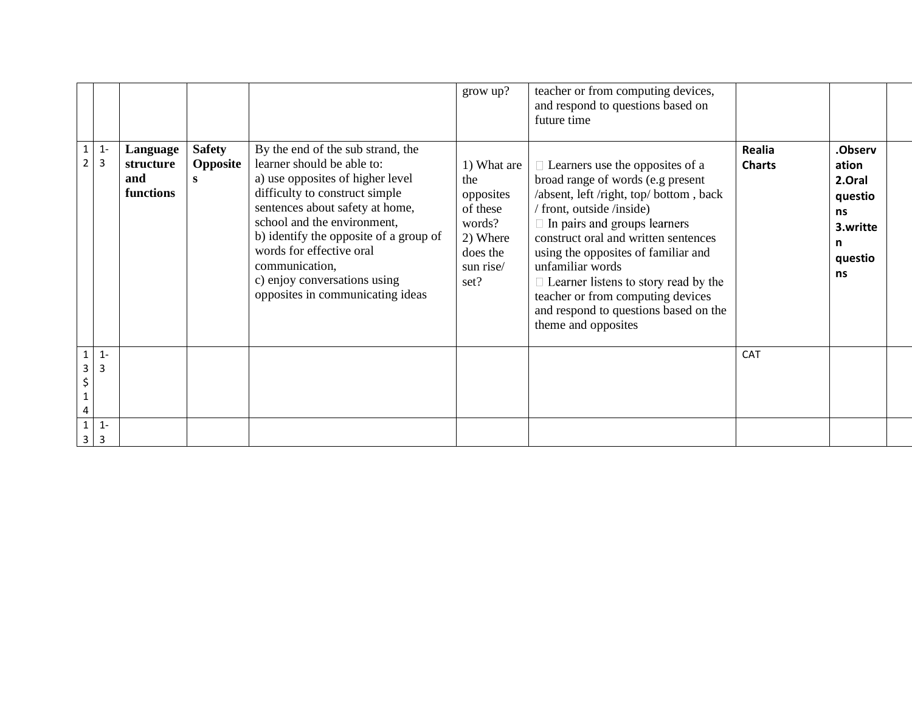| | | | | | | | | | |
|---|---|---|---|---|---|---|---|---|---|
| | | | | | grow up? | teacher or from computing devices, and respond to questions based on future time | | | |
| 12 | 1-3 | **Language structure and functions** | **Safety Opposites** | By the end of the sub strand, the learner should be able to:<br>a) use opposites of higher level difficulty to construct simple sentences about safety at home, school and the environment,<br>b) identify the opposite of a group of words for effective oral communication,<br>c) enjoy conversations using opposites in communicating ideas | 1) What are the opposites of these words?<br>2) Where does the sun rise/ set? | Learners use the opposites of a broad range of words (e.g present /absent, left /right, top/ bottom , back / front, outside /inside)<br>In pairs and groups learners construct oral and written sentences using the opposites of familiar and unfamiliar words<br>Learner listens to story read by the teacher or from computing devices and respond to questions based on the theme and opposites | **Realia Charts** | **.Observation 2.Oral questions 3.written questions** | |
| 13$14 | 1-3 | | | | | | CAT | | |
| 13 | 1-3 | | | | | | | | |